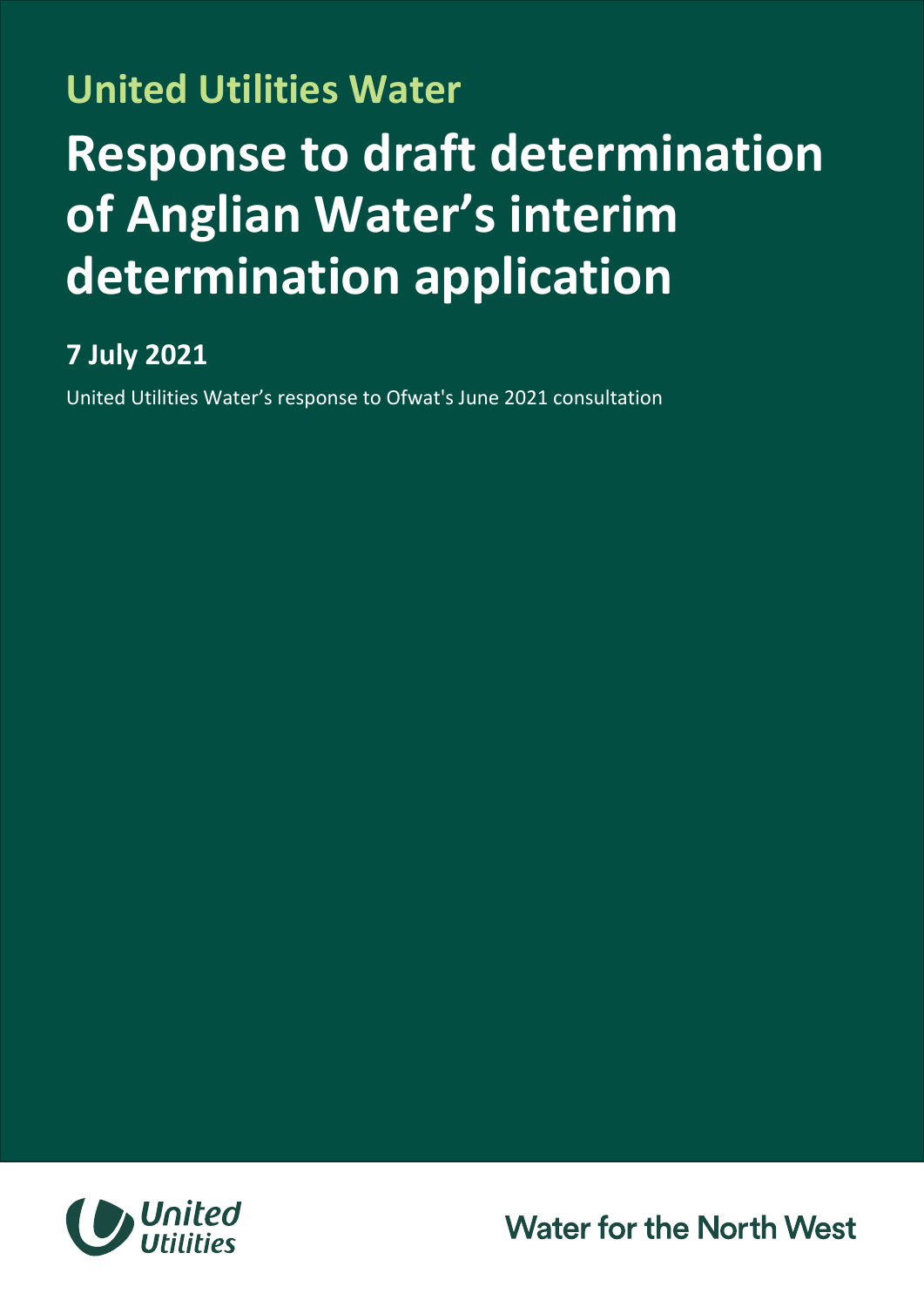## United Utilities Water

# Response to draft determination of Anglian Water's interim determination application

### 7 July 2021

United Utilities Water's response to Ofwat's June 2021 consultation

United Utilities

Water for the North West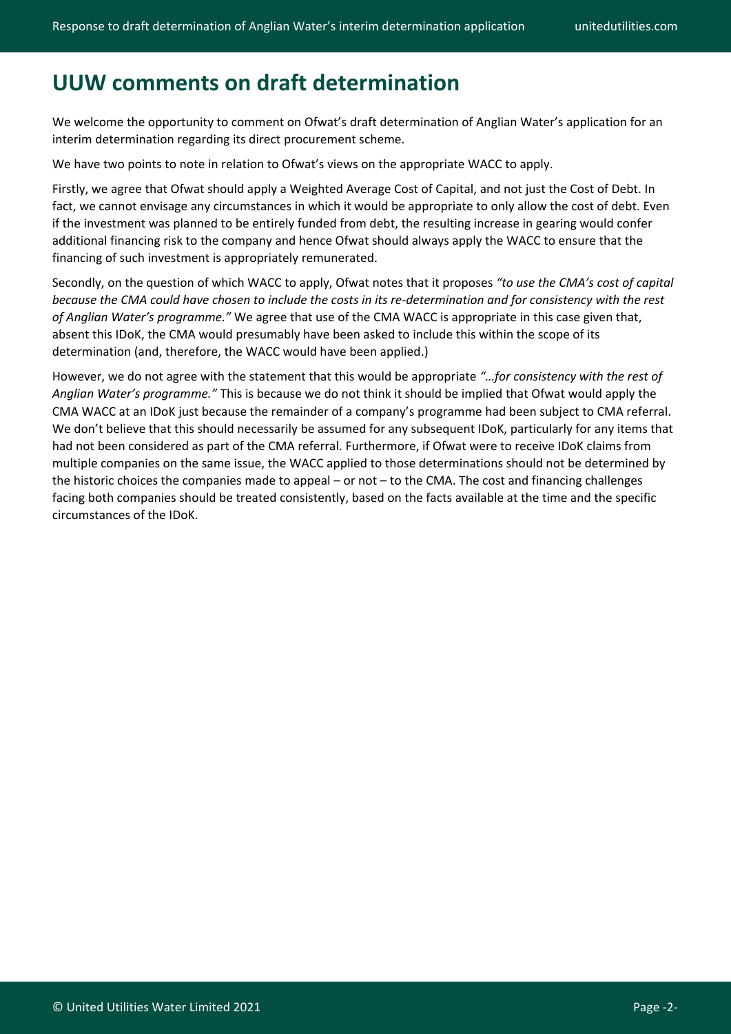## UUW comments on draft determination

We welcome the opportunity to comment on Ofwat's draft determination of Anglian Water's application for an interim determination regarding its direct procurement scheme.

We have two points to note in relation to Ofwat's views on the appropriate WACC to apply.

Firstly, we agree that Ofwat should apply a Weighted Average Cost of Capital, and not just the Cost of Debt. In fact, we cannot envisage any circumstances in which it would be appropriate to only allow the cost of debt. Even if the investment was planned to be entirely funded from debt, the resulting increase in gearing would confer additional financing risk to the company and hence Ofwat should always apply the WACC to ensure that the financing of such investment is appropriately remunerated.

Secondly, on the question of which WACC to apply, Ofwat notes that it proposes *"to use the CMA's cost of capital because the CMA could have chosen to include the costs in its re-determination and for consistency with the rest of Anglian Water's programme."* We agree that use of the CMA WACC is appropriate in this case given that, absent this IDoK, the CMA would presumably have been asked to include this within the scope of its determination (and, therefore, the WACC would have been applied.)

However, we do not agree with the statement that this would be appropriate *"…for consistency with the rest of Anglian Water's programme."* This is because we do not think it should be implied that Ofwat would apply the CMA WACC at an IDoK just because the remainder of a company's programme had been subject to CMA referral. We don't believe that this should necessarily be assumed for any subsequent IDoK, particularly for any items that had not been considered as part of the CMA referral. Furthermore, if Ofwat were to receive IDoK claims from multiple companies on the same issue, the WACC applied to those determinations should not be determined by the historic choices the companies made to appeal – or not – to the CMA. The cost and financing challenges facing both companies should be treated consistently, based on the facts available at the time and the specific circumstances of the IDoK.